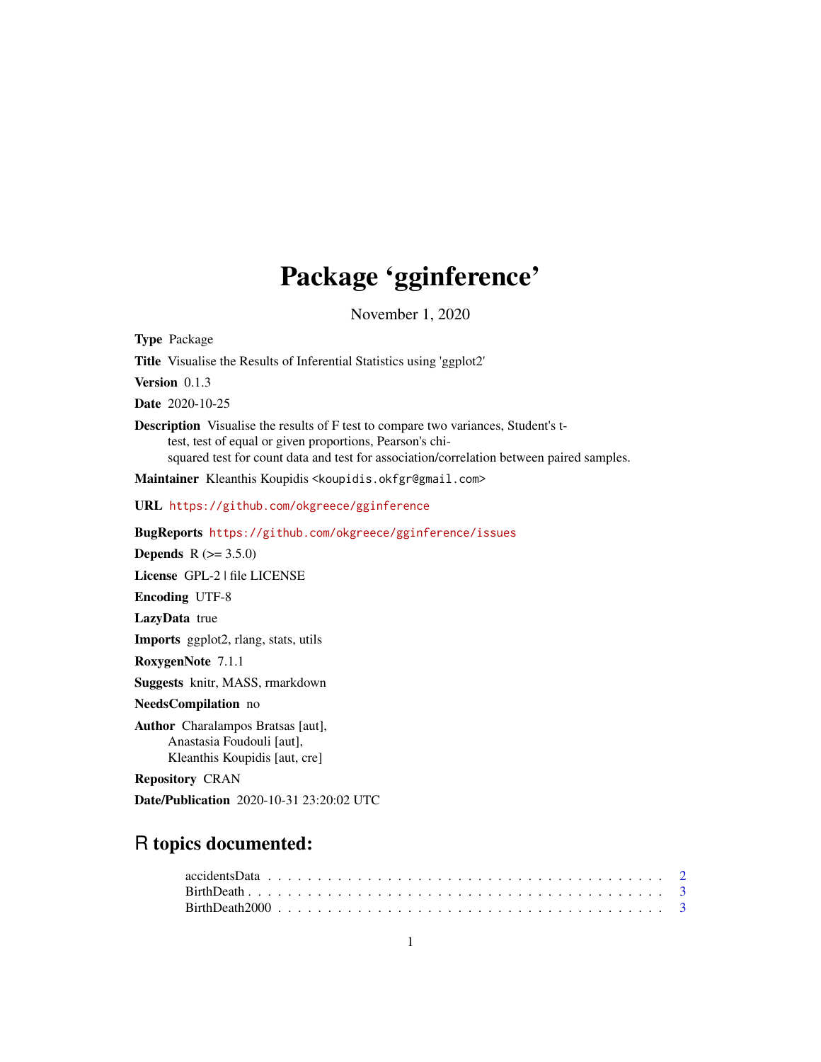# Package 'gginference'

November 1, 2020

**Type** Package

**Title** Visualise the Results of Inferential Statistics using 'ggplot2'

**Version** 0.1.3

**Date** 2020-10-25

**Description** Visualise the results of F test to compare two variances, Student's t-test, test of equal or given proportions, Pearson's chi-squared test for count data and test for association/correlation between paired samples.

**Maintainer** Kleanthis Koupidis <koupidis.okfgr@gmail.com>

**URL** https://github.com/okgreece/gginference

**BugReports** https://github.com/okgreece/gginference/issues

**Depends** R (>= 3.5.0)

**License** GPL-2 | file LICENSE

**Encoding** UTF-8

**LazyData** true

**Imports** ggplot2, rlang, stats, utils

**RoxygenNote** 7.1.1

**Suggests** knitr, MASS, rmarkdown

**NeedsCompilation** no

**Author** Charalampos Bratsas [aut],
Anastasia Foudouli [aut],
Kleanthis Koupidis [aut, cre]

**Repository** CRAN

**Date/Publication** 2020-10-31 23:20:02 UTC

## R topics documented:

accidentsData . . . . . . . . . . . . . . . . . . . . . . . . . . . . . . . . . . . . . . 2
BirthDeath . . . . . . . . . . . . . . . . . . . . . . . . . . . . . . . . . . . . . . . 3
BirthDeath2000 . . . . . . . . . . . . . . . . . . . . . . . . . . . . . . . . . . . . . 3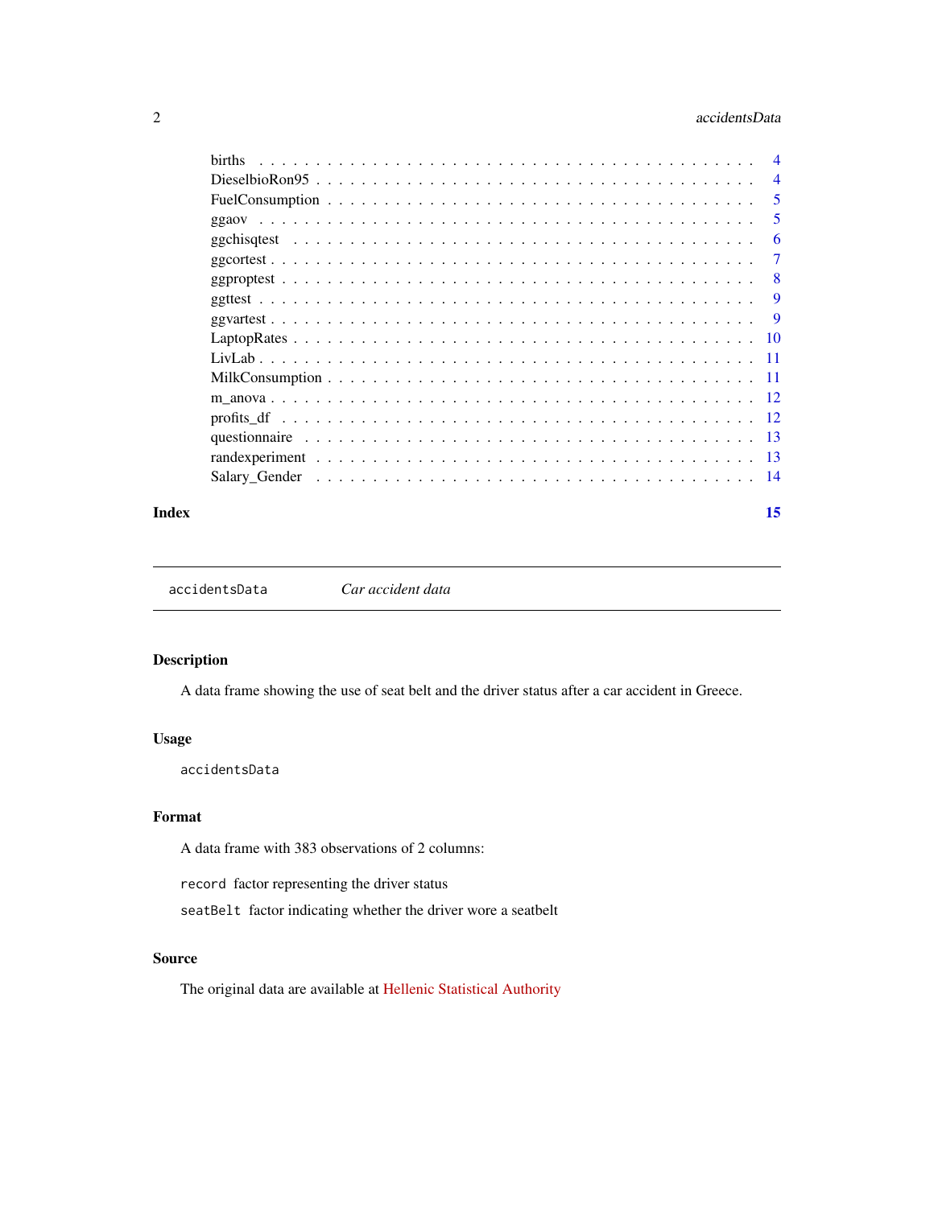| | |
|---|---|
| births | 4 |
| DieselbioRon95 | 4 |
| FuelConsumption | 5 |
| ggaov | 5 |
| ggchisqtest | 6 |
| ggcortest | 7 |
| ggproptest | 8 |
| ggttest | 9 |
| ggvartest | 9 |
| LaptopRates | 10 |
| LivLab | 11 |
| MilkConsumption | 11 |
| m_anova | 12 |
| profits_df | 12 |
| questionnaire | 13 |
| randexperiment | 13 |
| Salary_Gender | 14 |

**Index** 15

---

`accidentsData` *Car accident data*

---

## Description

A data frame showing the use of seat belt and the driver status after a car accident in Greece.

## Usage

```
accidentsData
```

## Format

A data frame with 383 observations of 2 columns:

`record` factor representing the driver status

`seatBelt` factor indicating whether the driver wore a seatbelt

## Source

The original data are available at Hellenic Statistical Authority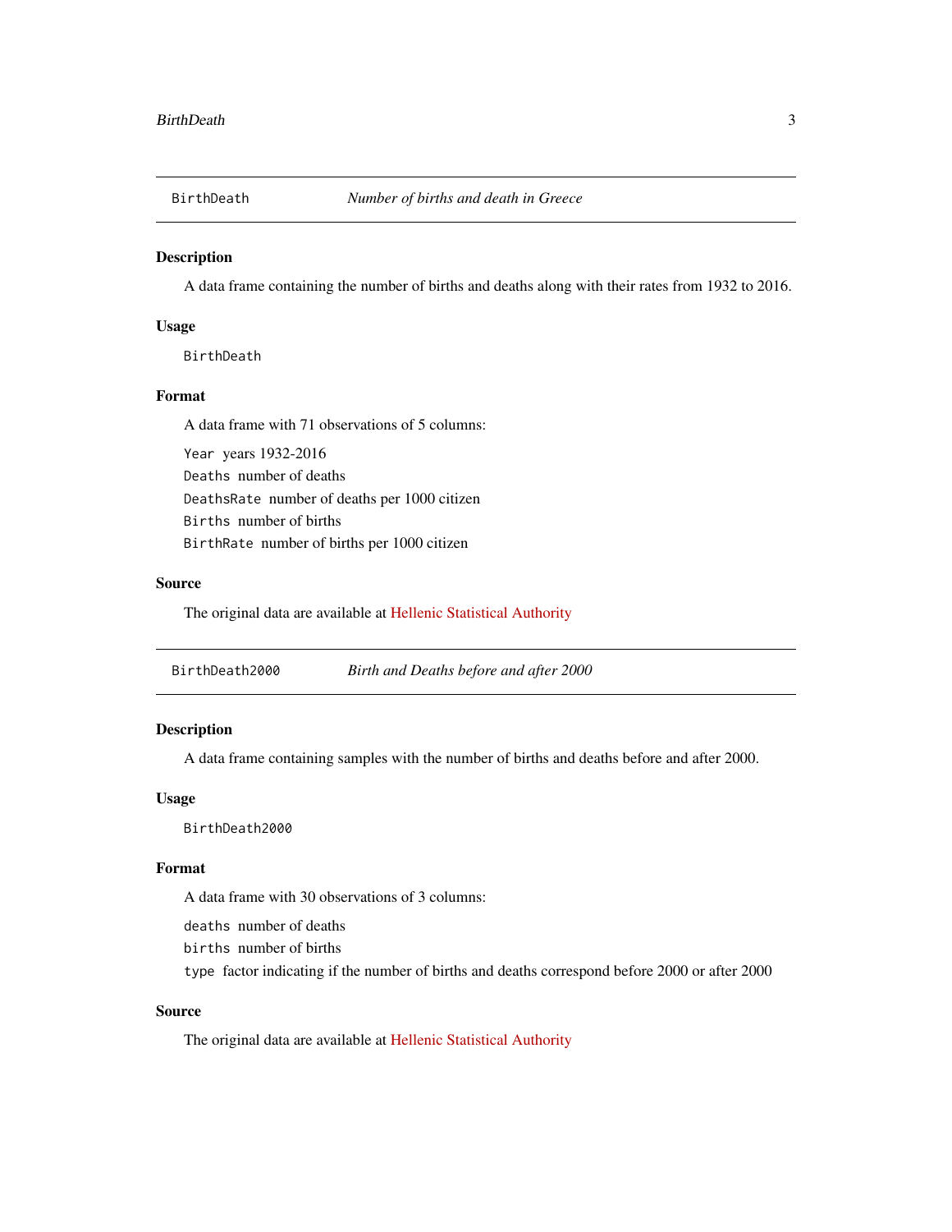## BirthDeath — *Number of births and death in Greece*

### Description

A data frame containing the number of births and deaths along with their rates from 1932 to 2016.

### Usage

```
BirthDeath
```

### Format

A data frame with 71 observations of 5 columns:

- `Year` years 1932-2016
- `Deaths` number of deaths
- `DeathsRate` number of deaths per 1000 citizen
- `Births` number of births
- `BirthRate` number of births per 1000 citizen

### Source

The original data are available at Hellenic Statistical Authority

## BirthDeath2000 — *Birth and Deaths before and after 2000*

### Description

A data frame containing samples with the number of births and deaths before and after 2000.

### Usage

```
BirthDeath2000
```

### Format

A data frame with 30 observations of 3 columns:

- `deaths` number of deaths
- `births` number of births
- `type` factor indicating if the number of births and deaths correspond before 2000 or after 2000

### Source

The original data are available at Hellenic Statistical Authority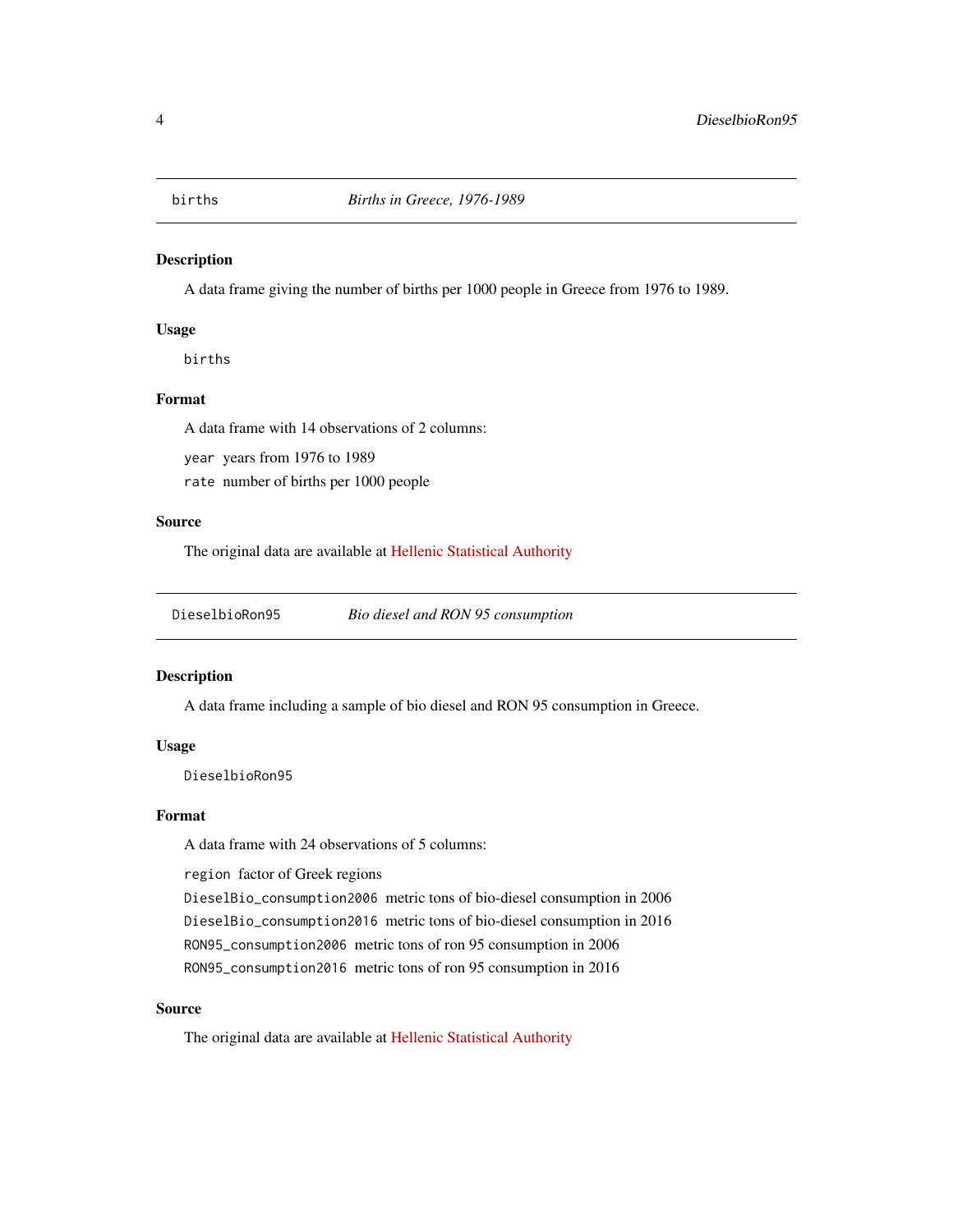## births — *Births in Greece, 1976-1989*

### Description

A data frame giving the number of births per 1000 people in Greece from 1976 to 1989.

### Usage

```
births
```

### Format

A data frame with 14 observations of 2 columns:

- `year` years from 1976 to 1989
- `rate` number of births per 1000 people

### Source

The original data are available at Hellenic Statistical Authority

## DieselbioRon95 — *Bio diesel and RON 95 consumption*

### Description

A data frame including a sample of bio diesel and RON 95 consumption in Greece.

### Usage

```
DieselbioRon95
```

### Format

A data frame with 24 observations of 5 columns:

- `region` factor of Greek regions
- `DieselBio_consumption2006` metric tons of bio-diesel consumption in 2006
- `DieselBio_consumption2016` metric tons of bio-diesel consumption in 2016
- `RON95_consumption2006` metric tons of ron 95 consumption in 2006
- `RON95_consumption2016` metric tons of ron 95 consumption in 2016

### Source

The original data are available at Hellenic Statistical Authority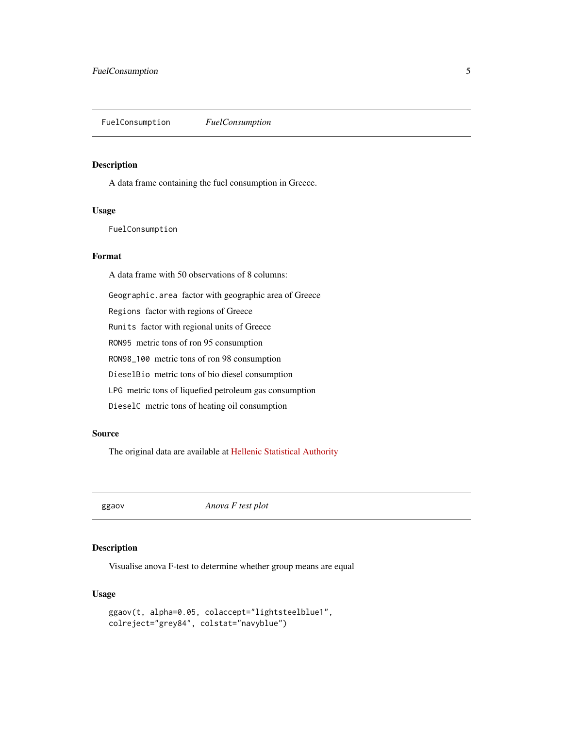## FuelConsumption *FuelConsumption*

### Description

A data frame containing the fuel consumption in Greece.

### Usage

```
FuelConsumption
```

### Format

A data frame with 50 observations of 8 columns:

- `Geographic.area` factor with geographic area of Greece
- `Regions` factor with regions of Greece
- `Runits` factor with regional units of Greece
- `RON95` metric tons of ron 95 consumption
- `RON98_100` metric tons of ron 98 consumption
- `DieselBio` metric tons of bio diesel consumption
- `LPG` metric tons of liquefied petroleum gas consumption
- `DieselC` metric tons of heating oil consumption

### Source

The original data are available at Hellenic Statistical Authority

## ggaov *Anova F test plot*

### Description

Visualise anova F-test to determine whether group means are equal

### Usage

```
ggaov(t, alpha=0.05, colaccept="lightsteelblue1",
colreject="grey84", colstat="navyblue")
```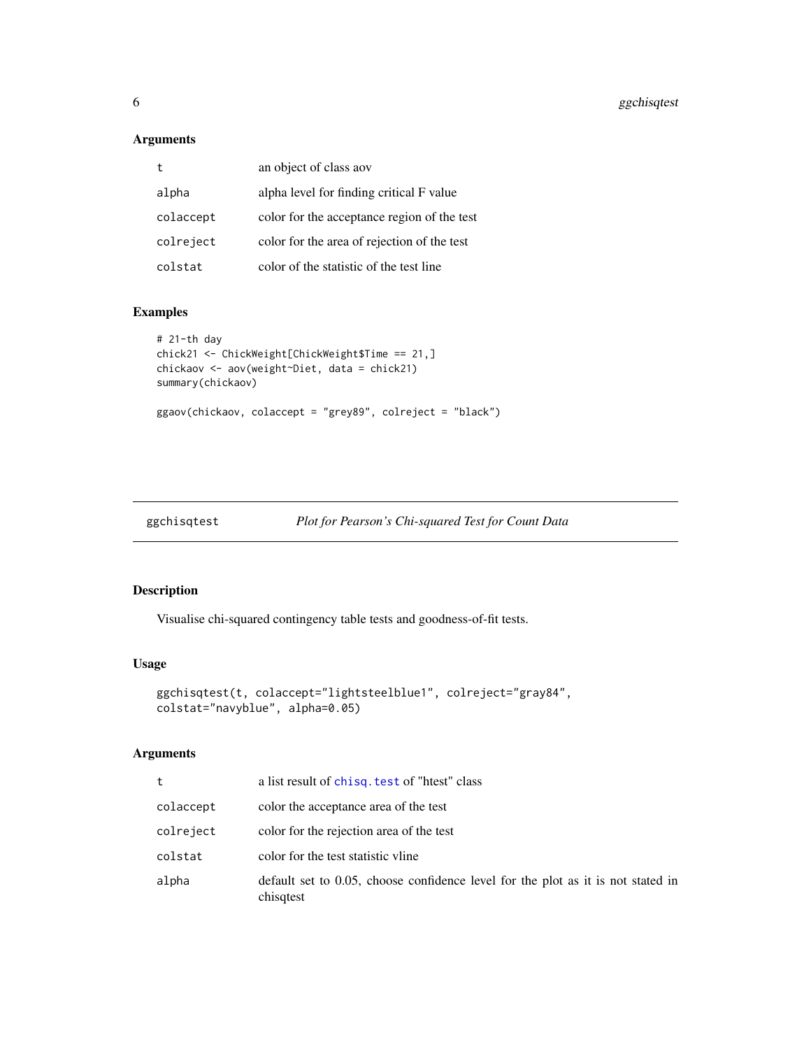### Arguments

| | |
|---|---|
| t | an object of class aov |
| alpha | alpha level for finding critical F value |
| colaccept | color for the acceptance region of the test |
| colreject | color for the area of rejection of the test |
| colstat | color of the statistic of the test line |

### Examples

```
# 21-th day
chick21 <- ChickWeight[ChickWeight$Time == 21,]
chickaov <- aov(weight~Diet, data = chick21)
summary(chickaov)

ggaov(chickaov, colaccept = "grey89", colreject = "black")
```

---

## ggchisqtest &nbsp;&nbsp;&nbsp; *Plot for Pearson's Chi-squared Test for Count Data*

---

### Description

Visualise chi-squared contingency table tests and goodness-of-fit tests.

### Usage

```
ggchisqtest(t, colaccept="lightsteelblue1", colreject="gray84",
colstat="navyblue", alpha=0.05)
```

### Arguments

| | |
|---|---|
| t | a list result of chisq.test of "htest" class |
| colaccept | color the acceptance area of the test |
| colreject | color for the rejection area of the test |
| colstat | color for the test statistic vline |
| alpha | default set to 0.05, choose confidence level for the plot as it is not stated in chisqtest |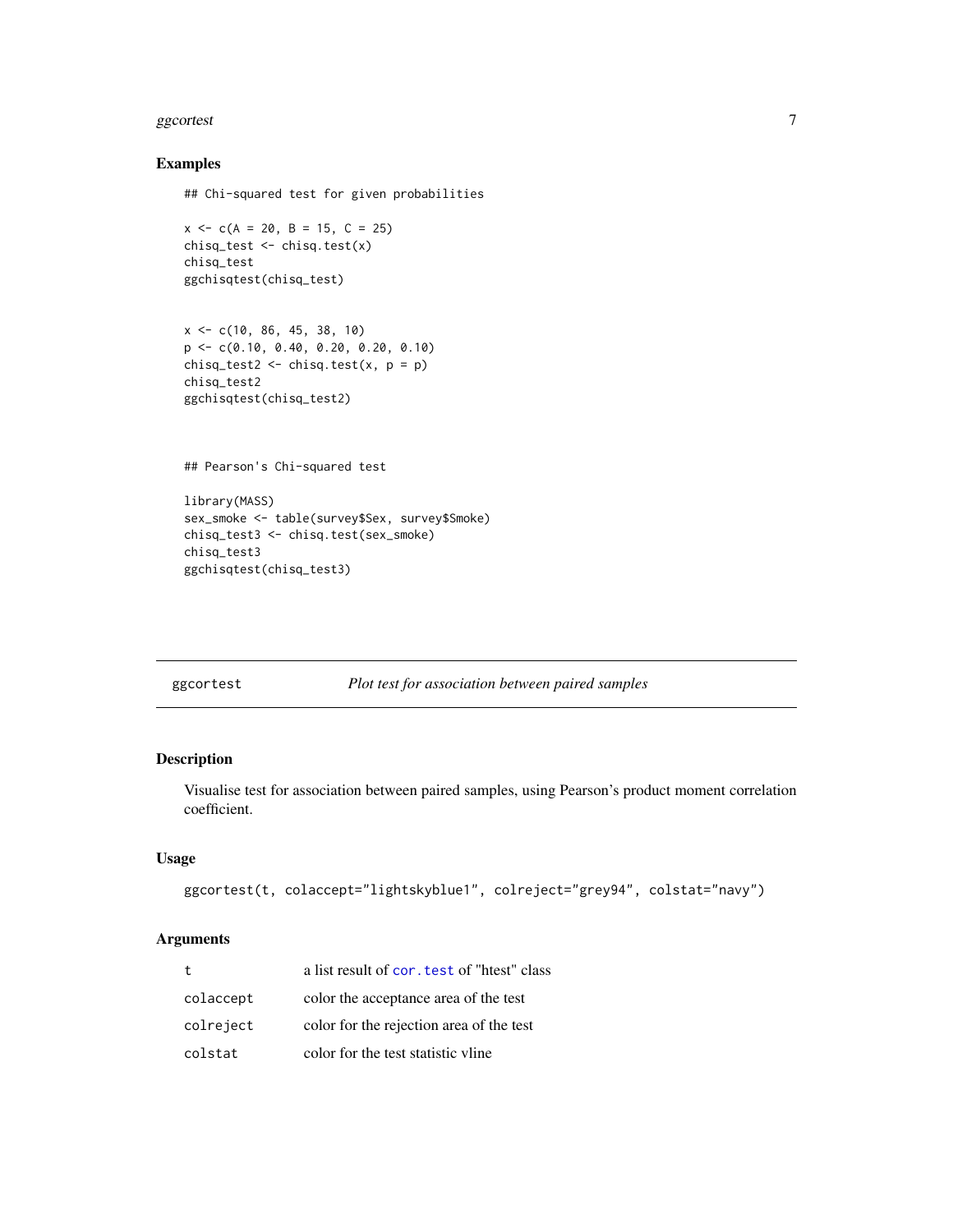### Examples

```
## Chi-squared test for given probabilities

x <- c(A = 20, B = 15, C = 25)
chisq_test <- chisq.test(x)
chisq_test
ggchisqtest(chisq_test)


x <- c(10, 86, 45, 38, 10)
p <- c(0.10, 0.40, 0.20, 0.20, 0.10)
chisq_test2 <- chisq.test(x, p = p)
chisq_test2
ggchisqtest(chisq_test2)



## Pearson's Chi-squared test

library(MASS)
sex_smoke <- table(survey$Sex, survey$Smoke)
chisq_test3 <- chisq.test(sex_smoke)
chisq_test3
ggchisqtest(chisq_test3)
```

---

## ggcortest — *Plot test for association between paired samples*

---

### Description

Visualise test for association between paired samples, using Pearson's product moment correlation coefficient.

### Usage

```
ggcortest(t, colaccept="lightskyblue1", colreject="grey94", colstat="navy")
```

### Arguments

| | |
|---|---|
| `t` | a list result of `cor.test` of "htest" class |
| `colaccept` | color the acceptance area of the test |
| `colreject` | color for the rejection area of the test |
| `colstat` | color for the test statistic vline |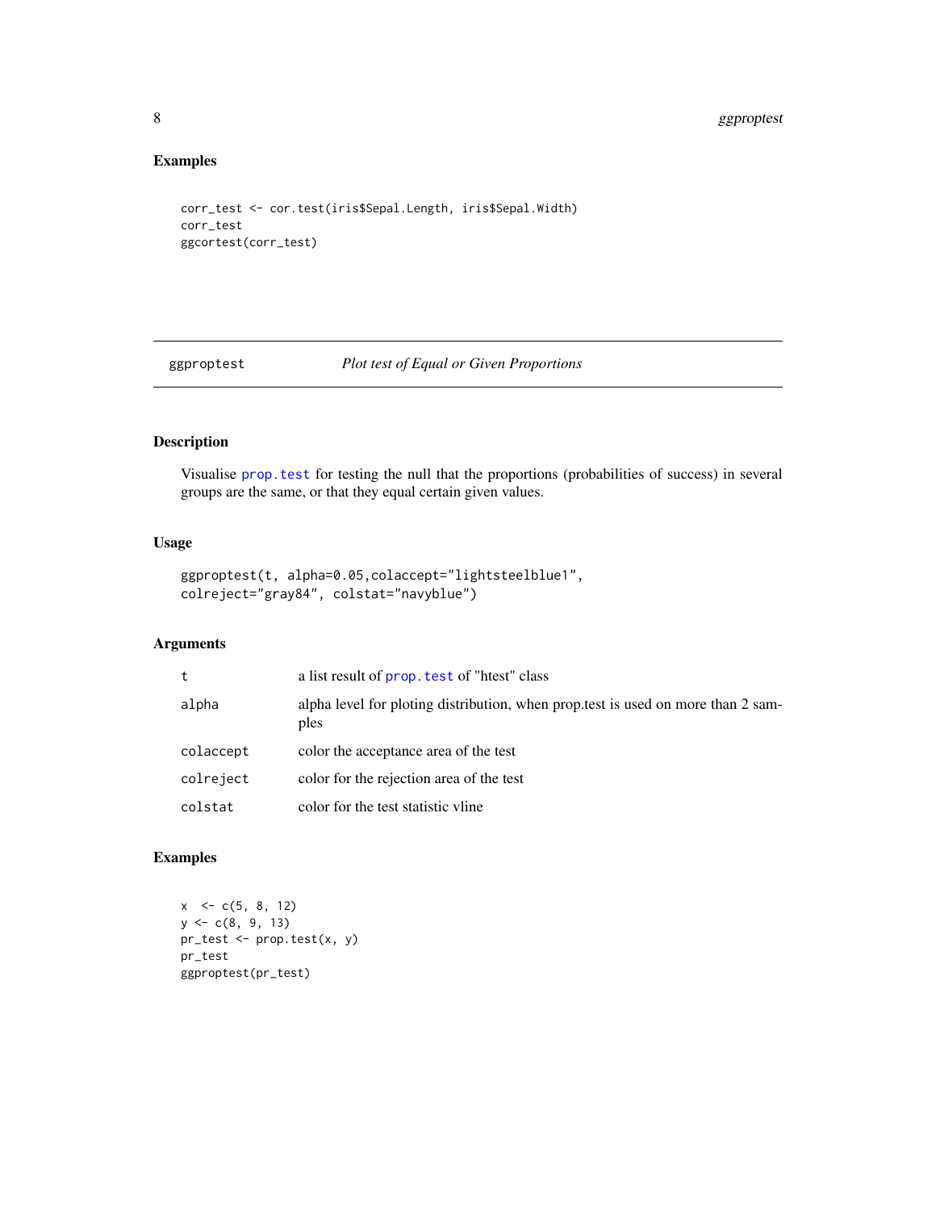## Examples

```
corr_test <- cor.test(iris$Sepal.Length, iris$Sepal.Width)
corr_test
ggcortest(corr_test)
```

---

# ggproptest — *Plot test of Equal or Given Proportions*

---

## Description

Visualise prop.test for testing the null that the proportions (probabilities of success) in several groups are the same, or that they equal certain given values.

## Usage

```
ggproptest(t, alpha=0.05,colaccept="lightsteelblue1",
colreject="gray84", colstat="navyblue")
```

## Arguments

| | |
|---|---|
| t | a list result of prop.test of "htest" class |
| alpha | alpha level for ploting distribution, when prop.test is used on more than 2 samples |
| colaccept | color the acceptance area of the test |
| colreject | color for the rejection area of the test |
| colstat | color for the test statistic vline |

## Examples

```
x  <- c(5, 8, 12)
y <- c(8, 9, 13)
pr_test <- prop.test(x, y)
pr_test
ggproptest(pr_test)
```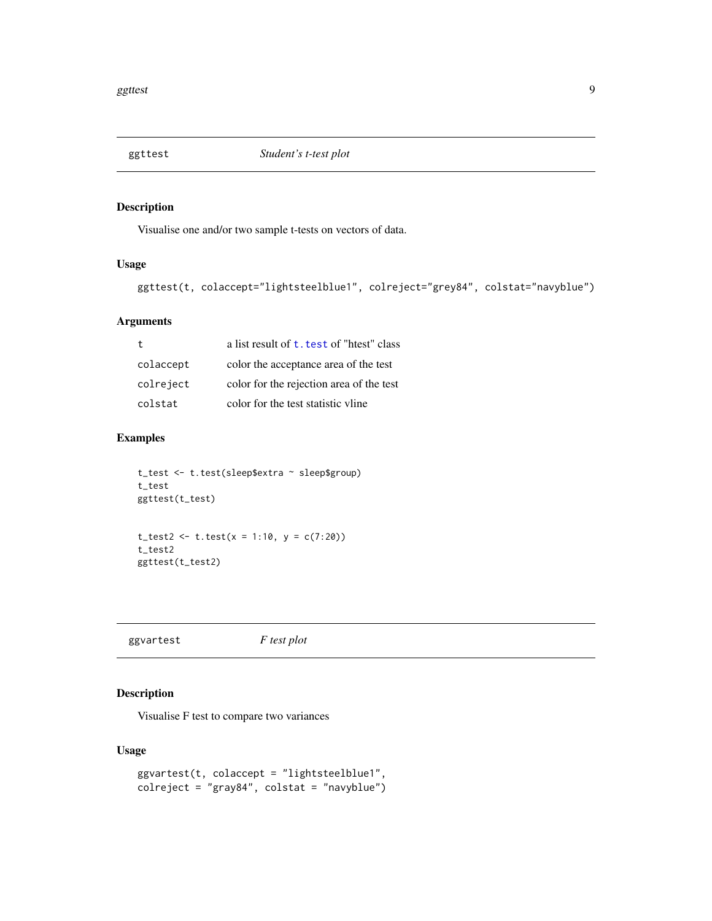## ggttest — *Student's t-test plot*

### Description

Visualise one and/or two sample t-tests on vectors of data.

### Usage

```
ggttest(t, colaccept="lightsteelblue1", colreject="grey84", colstat="navyblue")
```

### Arguments

| | |
|---|---|
| `t` | a list result of `t.test` of "htest" class |
| `colaccept` | color the acceptance area of the test |
| `colreject` | color for the rejection area of the test |
| `colstat` | color for the test statistic vline |

### Examples

```
t_test <- t.test(sleep$extra ~ sleep$group)
t_test
ggttest(t_test)


t_test2 <- t.test(x = 1:10, y = c(7:20))
t_test2
ggttest(t_test2)
```

## ggvartest — *F test plot*

### Description

Visualise F test to compare two variances

### Usage

```
ggvartest(t, colaccept = "lightsteelblue1",
colreject = "gray84", colstat = "navyblue")
```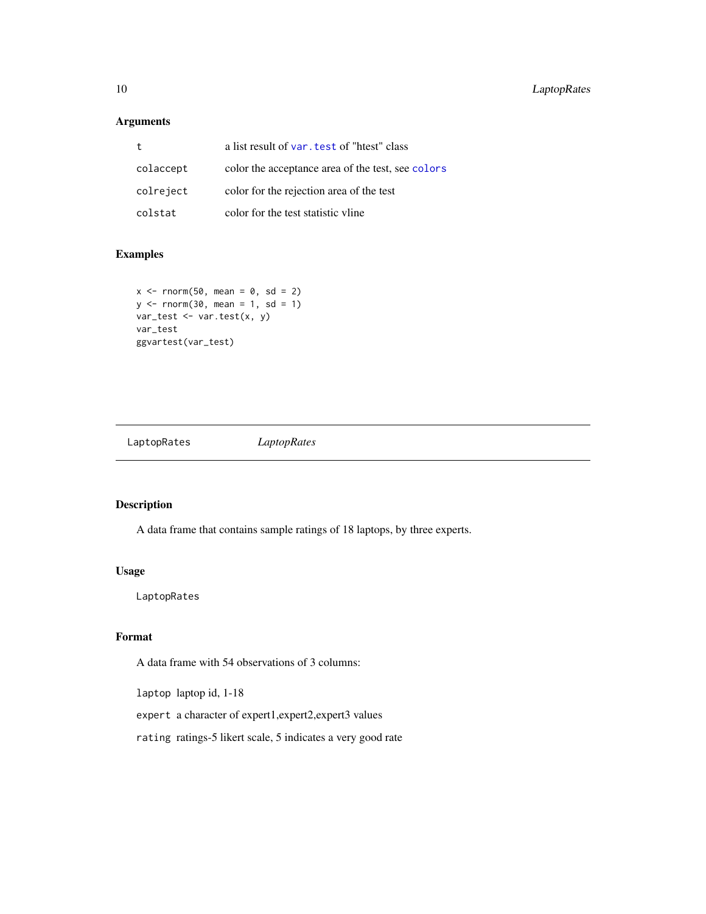### Arguments

| | |
|---|---|
| t | a list result of var.test of "htest" class |
| colaccept | color the acceptance area of the test, see colors |
| colreject | color for the rejection area of the test |
| colstat | color for the test statistic vline |

### Examples

```
x <- rnorm(50, mean = 0, sd = 2)
y <- rnorm(30, mean = 1, sd = 1)
var_test <- var.test(x, y)
var_test
ggvartest(var_test)
```

---

## LaptopRates *LaptopRates*

---

### Description

A data frame that contains sample ratings of 18 laptops, by three experts.

### Usage

```
LaptopRates
```

### Format

A data frame with 54 observations of 3 columns:

- `laptop` laptop id, 1-18
- `expert` a character of expert1,expert2,expert3 values
- `rating` ratings-5 likert scale, 5 indicates a very good rate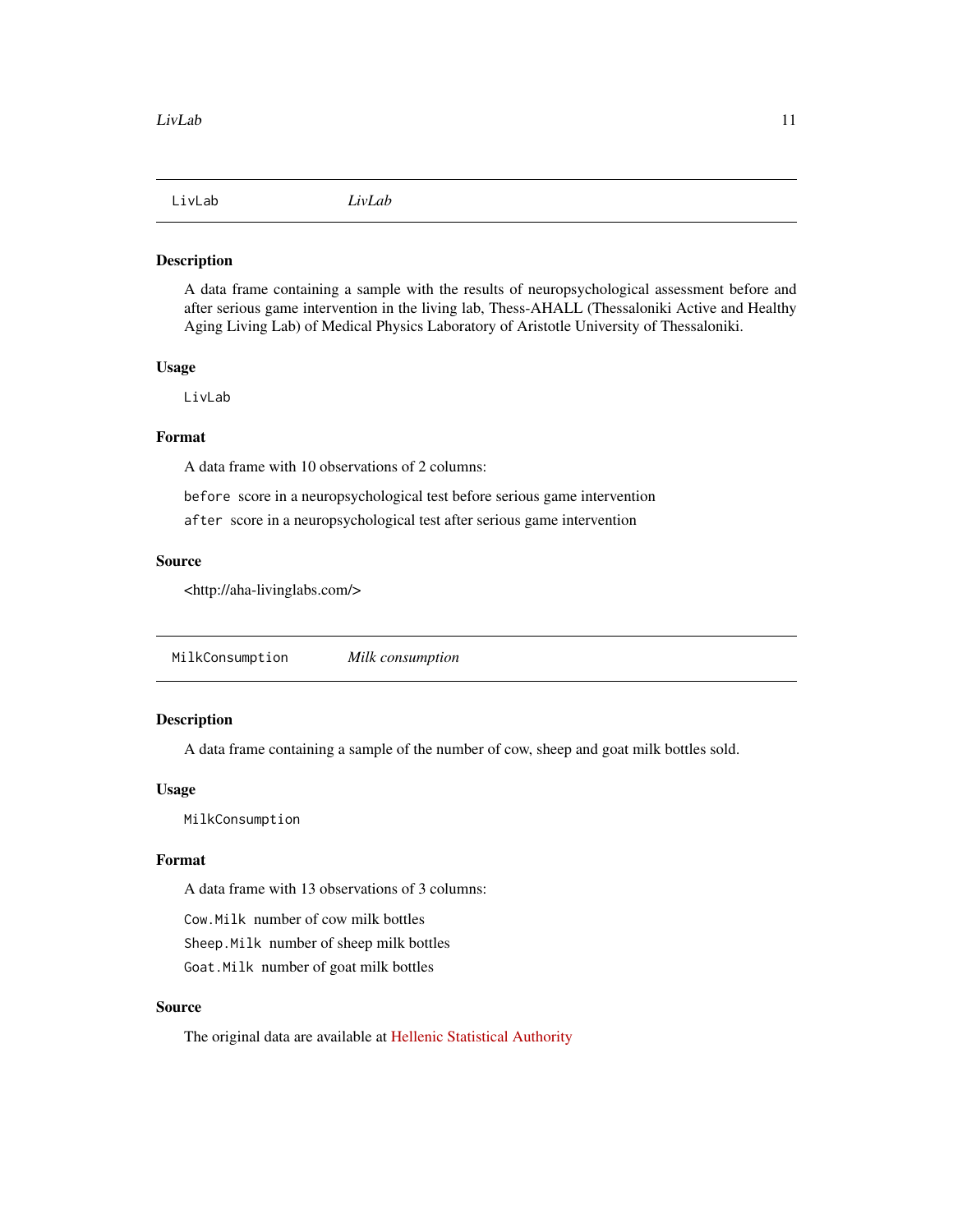## LivLab — *LivLab*

### Description

A data frame containing a sample with the results of neuropsychological assessment before and after serious game intervention in the living lab, Thess-AHALL (Thessaloniki Active and Healthy Aging Living Lab) of Medical Physics Laboratory of Aristotle University of Thessaloniki.

### Usage

```
LivLab
```

### Format

A data frame with 10 observations of 2 columns:

- `before` score in a neuropsychological test before serious game intervention
- `after` score in a neuropsychological test after serious game intervention

### Source

<http://aha-livinglabs.com/>

## MilkConsumption — *Milk consumption*

### Description

A data frame containing a sample of the number of cow, sheep and goat milk bottles sold.

### Usage

```
MilkConsumption
```

### Format

A data frame with 13 observations of 3 columns:

- `Cow.Milk` number of cow milk bottles
- `Sheep.Milk` number of sheep milk bottles
- `Goat.Milk` number of goat milk bottles

### Source

The original data are available at Hellenic Statistical Authority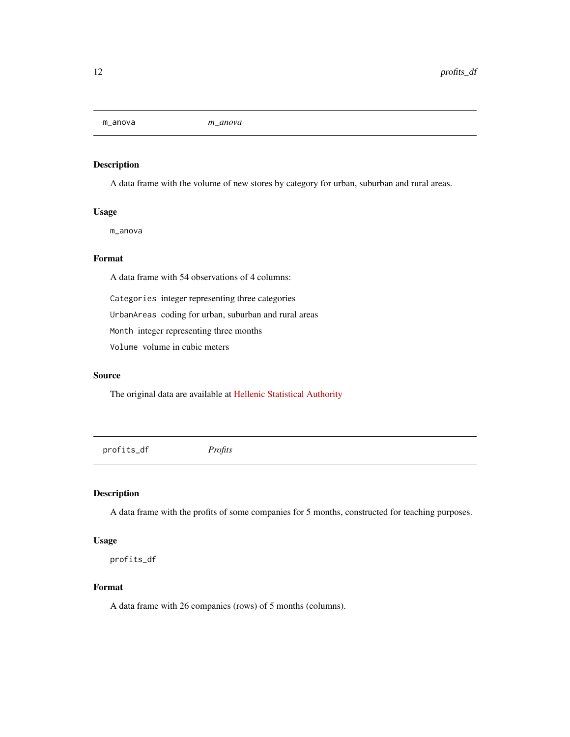## m_anova *m_anova*

### Description

A data frame with the volume of new stores by category for urban, suburban and rural areas.

### Usage

```
m_anova
```

### Format

A data frame with 54 observations of 4 columns:

- `Categories` integer representing three categories
- `UrbanAreas` coding for urban, suburban and rural areas
- `Month` integer representing three months
- `Volume` volume in cubic meters

### Source

The original data are available at Hellenic Statistical Authority

## profits_df *Profits*

### Description

A data frame with the profits of some companies for 5 months, constructed for teaching purposes.

### Usage

```
profits_df
```

### Format

A data frame with 26 companies (rows) of 5 months (columns).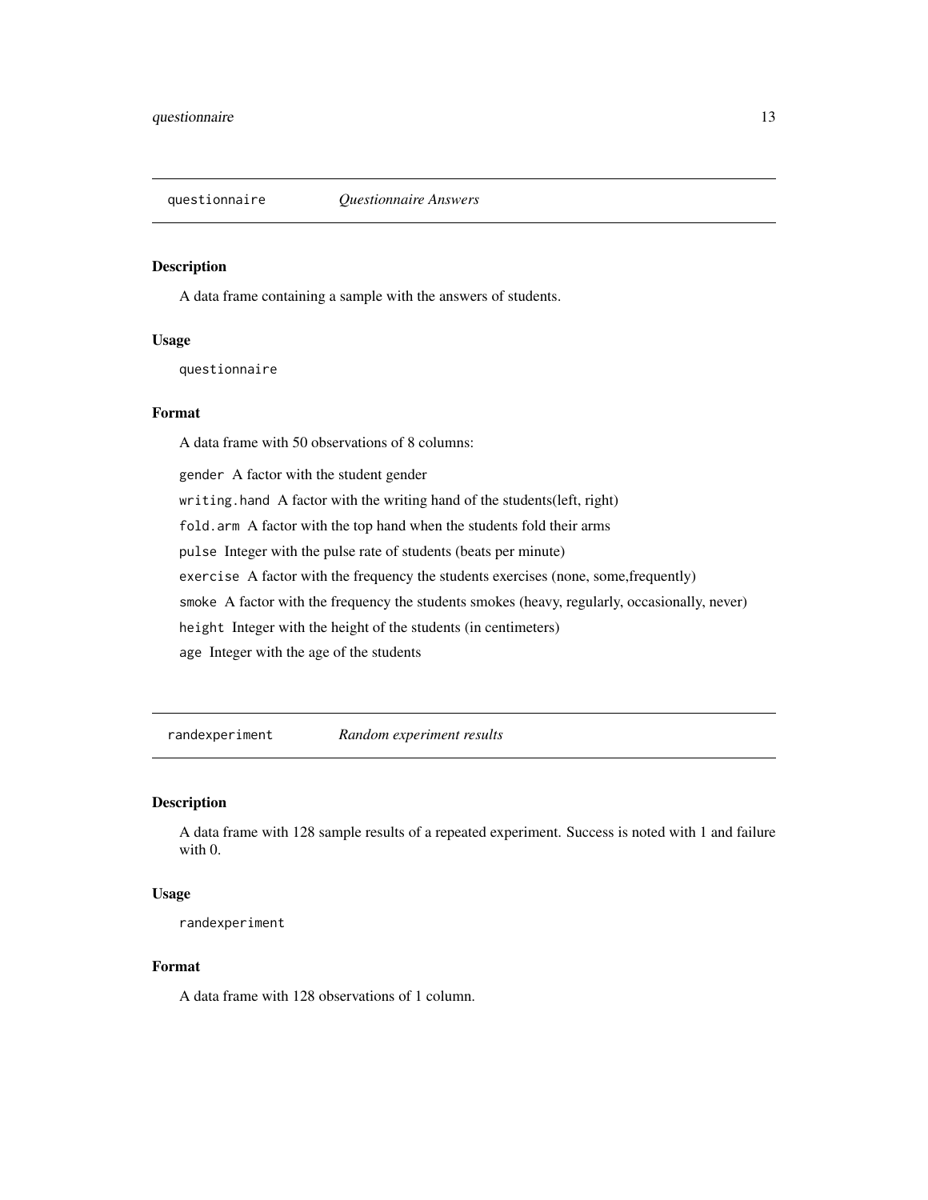## questionnaire — *Questionnaire Answers*

### Description

A data frame containing a sample with the answers of students.

### Usage

```
questionnaire
```

### Format

A data frame with 50 observations of 8 columns:

- `gender` A factor with the student gender
- `writing.hand` A factor with the writing hand of the students(left, right)
- `fold.arm` A factor with the top hand when the students fold their arms
- `pulse` Integer with the pulse rate of students (beats per minute)
- `exercise` A factor with the frequency the students exercises (none, some,frequently)
- `smoke` A factor with the frequency the students smokes (heavy, regularly, occasionally, never)
- `height` Integer with the height of the students (in centimeters)
- `age` Integer with the age of the students

## randexperiment — *Random experiment results*

### Description

A data frame with 128 sample results of a repeated experiment. Success is noted with 1 and failure with 0.

### Usage

```
randexperiment
```

### Format

A data frame with 128 observations of 1 column.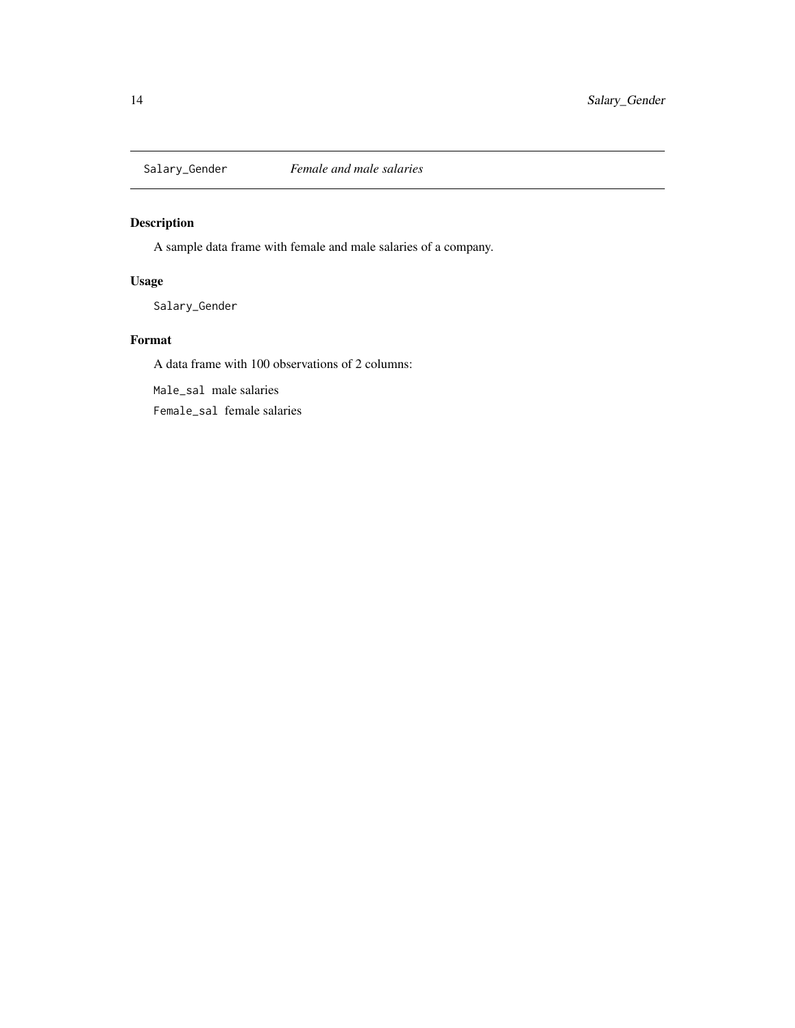## Salary_Gender *Female and male salaries*

### Description

A sample data frame with female and male salaries of a company.

### Usage

```
Salary_Gender
```

### Format

A data frame with 100 observations of 2 columns:

`Male_sal` male salaries

`Female_sal` female salaries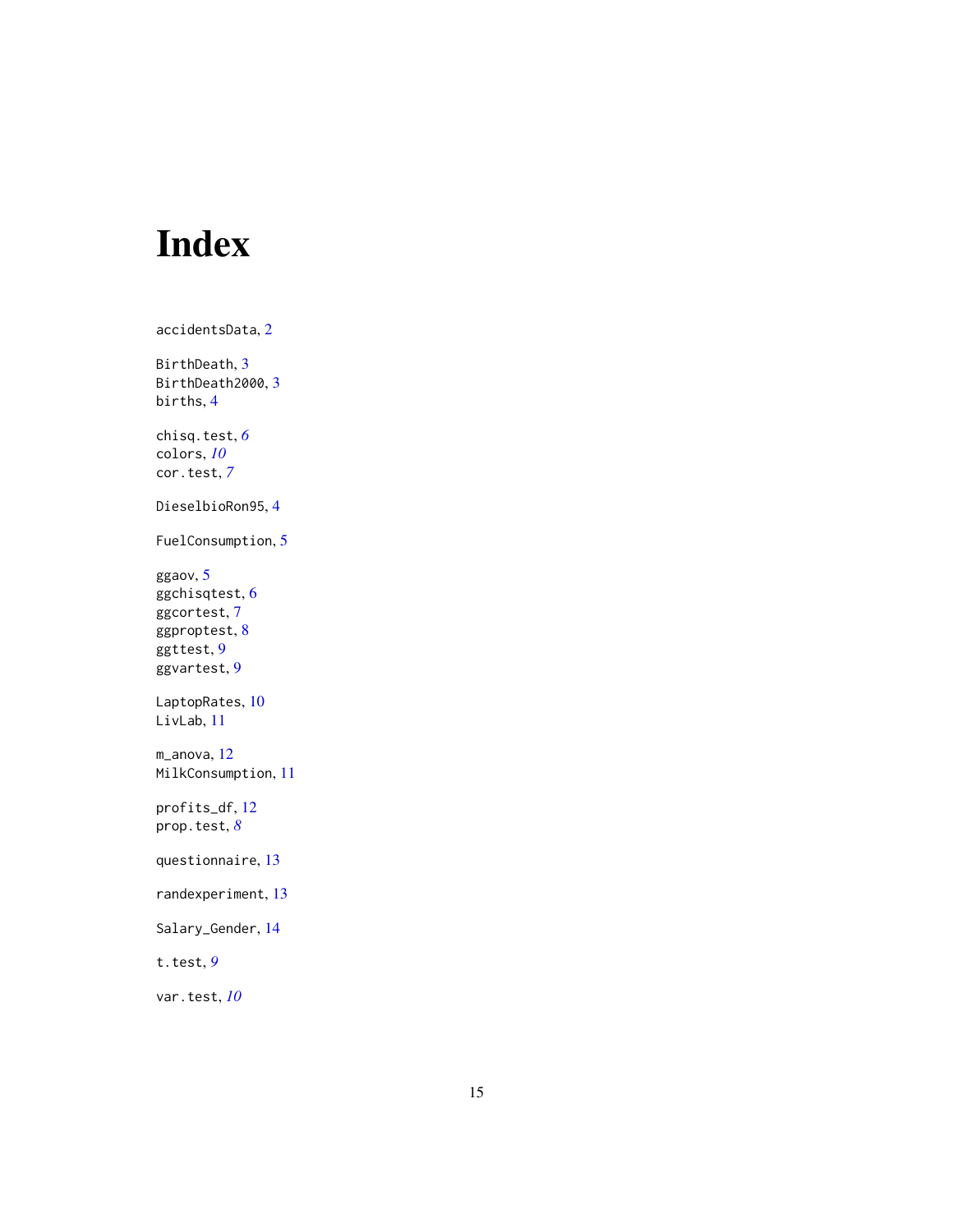# Index

accidentsData, 2

BirthDeath, 3
BirthDeath2000, 3
births, 4

chisq.test, *6*
colors, *10*
cor.test, *7*

DieselbioRon95, 4

FuelConsumption, 5

ggaov, 5
ggchisqtest, 6
ggcortest, 7
ggproptest, 8
ggttest, 9
ggvartest, 9

LaptopRates, 10
LivLab, 11

m_anova, 12
MilkConsumption, 11

profits_df, 12
prop.test, *8*

questionnaire, 13

randexperiment, 13

Salary_Gender, 14

t.test, *9*

var.test, *10*